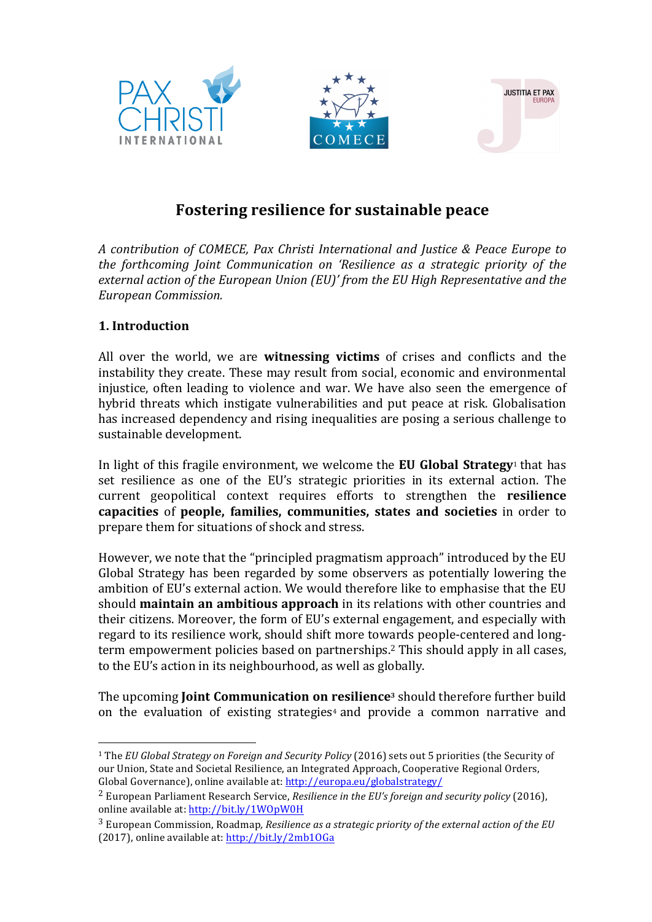# Fostering resilience for sustainable peace

*A contribution of COMECE, Pax Christi International and Justice & Peace Europe to the forthcoming Joint Communication on 'Resilience as a strategic priority of the external action of the European Union (EU)' from the EU High Representative and the European Commission.*

## 1. Introduction

All over the world, we are **witnessing victims** of crises and conflicts and the instability they create. These may result from social, economic and environmental injustice, often leading to violence and war. We have also seen the emergence of hybrid threats which instigate vulnerabilities and put peace at risk. Globalisation has increased dependency and rising inequalities are posing a serious challenge to sustainable development.

In light of this fragile environment, we welcome the **EU Global Strategy**[1] that has set resilience as one of the EU's strategic priorities in its external action. The current geopolitical context requires efforts to strengthen the **resilience capacities** of **people, families, communities, states and societies** in order to prepare them for situations of shock and stress.

However, we note that the "principled pragmatism approach" introduced by the EU Global Strategy has been regarded by some observers as potentially lowering the ambition of EU's external action. We would therefore like to emphasise that the EU should **maintain an ambitious approach** in its relations with other countries and their citizens. Moreover, the form of EU's external engagement, and especially with regard to its resilience work, should shift more towards people-centered and long-term empowerment policies based on partnerships.[2] This should apply in all cases, to the EU's action in its neighbourhood, as well as globally.

The upcoming **Joint Communication on resilience**[3] should therefore further build on the evaluation of existing strategies[4] and provide a common narrative and

---

[1] The *EU Global Strategy on Foreign and Security Policy* (2016) sets out 5 priorities (the Security of our Union, State and Societal Resilience, an Integrated Approach, Cooperative Regional Orders, Global Governance), online available at: http://europa.eu/globalstrategy/

[2] European Parliament Research Service, *Resilience in the EU's foreign and security policy* (2016), online available at: http://bit.ly/1WOpW0H

[3] European Commission, Roadmap, *Resilience as a strategic priority of the external action of the EU* (2017), online available at: http://bit.ly/2mb1OGa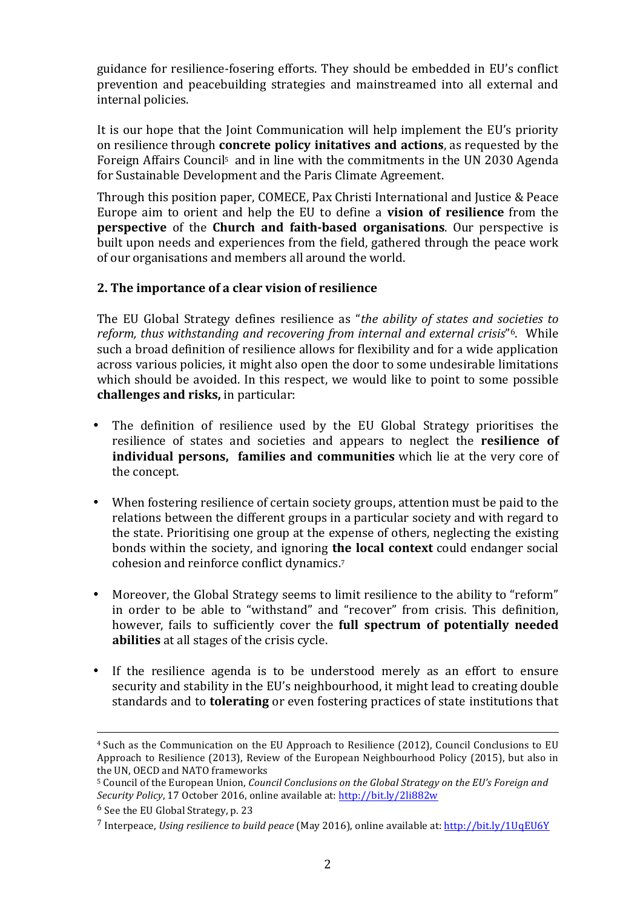guidance for resilience-fosering efforts. They should be embedded in EU's conflict prevention and peacebuilding strategies and mainstreamed into all external and internal policies.

It is our hope that the Joint Communication will help implement the EU's priority on resilience through **concrete policy initatives and actions**, as requested by the Foreign Affairs Council[5] and in line with the commitments in the UN 2030 Agenda for Sustainable Development and the Paris Climate Agreement.

Through this position paper, COMECE, Pax Christi International and Justice & Peace Europe aim to orient and help the EU to define a **vision of resilience** from the **perspective** of the **Church and faith-based organisations**. Our perspective is built upon needs and experiences from the field, gathered through the peace work of our organisations and members all around the world.

## 2. The importance of a clear vision of resilience

The EU Global Strategy defines resilience as "*the ability of states and societies to reform, thus withstanding and recovering from internal and external crisis*"[6]. While such a broad definition of resilience allows for flexibility and for a wide application across various policies, it might also open the door to some undesirable limitations which should be avoided. In this respect, we would like to point to some possible **challenges and risks,** in particular:

- The definition of resilience used by the EU Global Strategy prioritises the resilience of states and societies and appears to neglect the **resilience of individual persons, families and communities** which lie at the very core of the concept.
- When fostering resilience of certain society groups, attention must be paid to the relations between the different groups in a particular society and with regard to the state. Prioritising one group at the expense of others, neglecting the existing bonds within the society, and ignoring **the local context** could endanger social cohesion and reinforce conflict dynamics.[7]
- Moreover, the Global Strategy seems to limit resilience to the ability to "reform" in order to be able to "withstand" and "recover" from crisis. This definition, however, fails to sufficiently cover the **full spectrum of potentially needed abilities** at all stages of the crisis cycle.
- If the resilience agenda is to be understood merely as an effort to ensure security and stability in the EU's neighbourhood, it might lead to creating double standards and to **tolerating** or even fostering practices of state institutions that

---

[4] Such as the Communication on the EU Approach to Resilience (2012), Council Conclusions to EU Approach to Resilience (2013), Review of the European Neighbourhood Policy (2015), but also in the UN, OECD and NATO frameworks

[5] Council of the European Union, *Council Conclusions on the Global Strategy on the EU's Foreign and Security Policy*, 17 October 2016, online available at: http://bit.ly/2li882w

[6] See the EU Global Strategy, p. 23

[7] Interpeace, *Using resilience to build peace* (May 2016), online available at: http://bit.ly/1UqEU6Y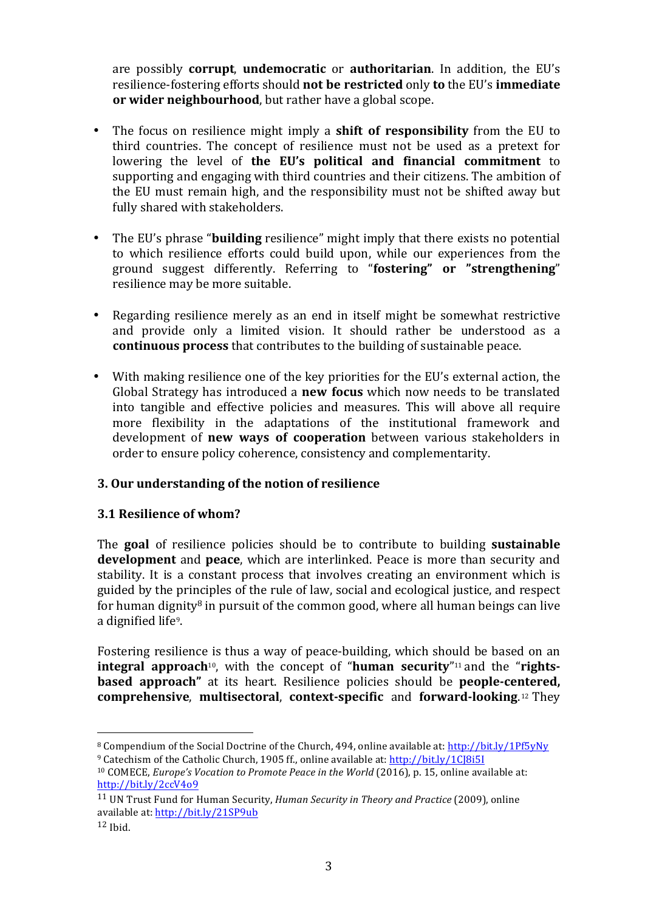are possibly **corrupt**, **undemocratic** or **authoritarian**. In addition, the EU's resilience-fostering efforts should **not be restricted** only **to** the EU's **immediate or wider neighbourhood**, but rather have a global scope.

- The focus on resilience might imply a **shift of responsibility** from the EU to third countries. The concept of resilience must not be used as a pretext for lowering the level of **the EU's political and financial commitment** to supporting and engaging with third countries and their citizens. The ambition of the EU must remain high, and the responsibility must not be shifted away but fully shared with stakeholders.

- The EU's phrase "**building** resilience" might imply that there exists no potential to which resilience efforts could build upon, while our experiences from the ground suggest differently. Referring to "**fostering" or "strengthening**" resilience may be more suitable.

- Regarding resilience merely as an end in itself might be somewhat restrictive and provide only a limited vision. It should rather be understood as a **continuous process** that contributes to the building of sustainable peace.

- With making resilience one of the key priorities for the EU's external action, the Global Strategy has introduced a **new focus** which now needs to be translated into tangible and effective policies and measures. This will above all require more flexibility in the adaptations of the institutional framework and development of **new ways of cooperation** between various stakeholders in order to ensure policy coherence, consistency and complementarity.

## 3. Our understanding of the notion of resilience

### 3.1 Resilience of whom?

The **goal** of resilience policies should be to contribute to building **sustainable development** and **peace**, which are interlinked. Peace is more than security and stability. It is a constant process that involves creating an environment which is guided by the principles of the rule of law, social and ecological justice, and respect for human dignity[8] in pursuit of the common good, where all human beings can live a dignified life[9].

Fostering resilience is thus a way of peace-building, which should be based on an **integral approach**[10], with the concept of "**human security**"[11] and the "**rights-based approach"** at its heart. Resilience policies should be **people-centered, comprehensive**, **multisectoral**, **context-specific** and **forward-looking**.[12] They

---

[8] Compendium of the Social Doctrine of the Church, 494, online available at: http://bit.ly/1Pf5yNy

[9] Catechism of the Catholic Church, 1905 ff., online available at: http://bit.ly/1CJ8i5I

[10] COMECE, *Europe's Vocation to Promote Peace in the World* (2016), p. 15, online available at: http://bit.ly/2ccV4o9

[11] UN Trust Fund for Human Security, *Human Security in Theory and Practice* (2009), online available at: http://bit.ly/21SP9ub

[12] Ibid.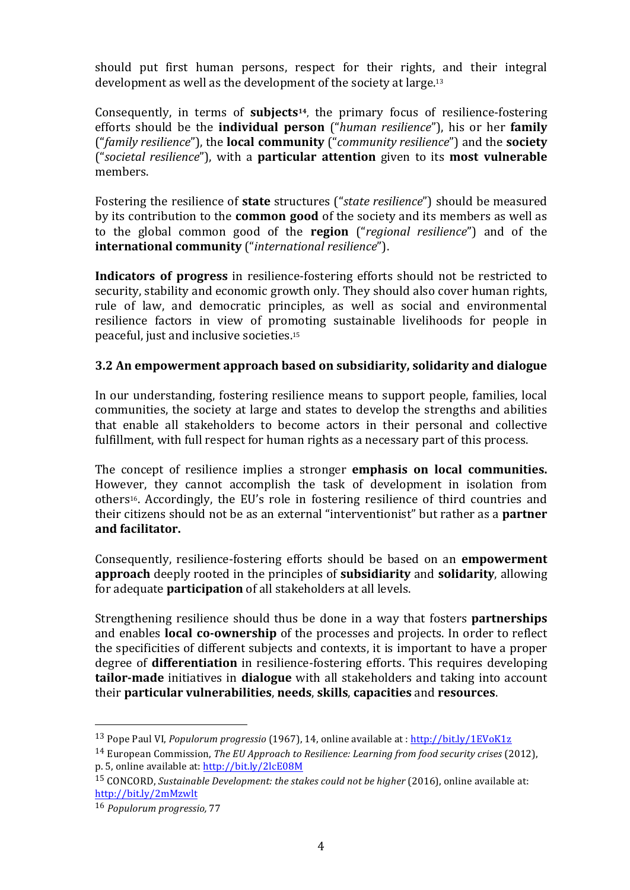should put first human persons, respect for their rights, and their integral development as well as the development of the society at large.[13]

Consequently, in terms of **subjects**[14], the primary focus of resilience-fostering efforts should be the **individual person** ("*human resilience*"), his or her **family** ("*family resilience*"), the **local community** ("*community resilience*") and the **society** ("*societal resilience*"), with a **particular attention** given to its **most vulnerable** members.

Fostering the resilience of **state** structures ("*state resilience*") should be measured by its contribution to the **common good** of the society and its members as well as to the global common good of the **region** ("*regional resilience*") and of the **international community** ("*international resilience*").

**Indicators of progress** in resilience-fostering efforts should not be restricted to security, stability and economic growth only. They should also cover human rights, rule of law, and democratic principles, as well as social and environmental resilience factors in view of promoting sustainable livelihoods for people in peaceful, just and inclusive societies.[15]

### 3.2 An empowerment approach based on subsidiarity, solidarity and dialogue

In our understanding, fostering resilience means to support people, families, local communities, the society at large and states to develop the strengths and abilities that enable all stakeholders to become actors in their personal and collective fulfillment, with full respect for human rights as a necessary part of this process.

The concept of resilience implies a stronger **emphasis on local communities.** However, they cannot accomplish the task of development in isolation from others[16]. Accordingly, the EU's role in fostering resilience of third countries and their citizens should not be as an external "interventionist" but rather as a **partner and facilitator.**

Consequently, resilience-fostering efforts should be based on an **empowerment approach** deeply rooted in the principles of **subsidiarity** and **solidarity**, allowing for adequate **participation** of all stakeholders at all levels.

Strengthening resilience should thus be done in a way that fosters **partnerships** and enables **local co-ownership** of the processes and projects. In order to reflect the specificities of different subjects and contexts, it is important to have a proper degree of **differentiation** in resilience-fostering efforts. This requires developing **tailor-made** initiatives in **dialogue** with all stakeholders and taking into account their **particular vulnerabilities**, **needs**, **skills**, **capacities** and **resources**.

---

[13] Pope Paul VI, *Populorum progressio* (1967), 14, online available at : http://bit.ly/1EVoK1z

[14] European Commission, *The EU Approach to Resilience: Learning from food security crises* (2012), p. 5, online available at: http://bit.ly/2lcE08M

[15] CONCORD, *Sustainable Development: the stakes could not be higher* (2016), online available at: http://bit.ly/2mMzwlt

[16] *Populorum progressio,* 77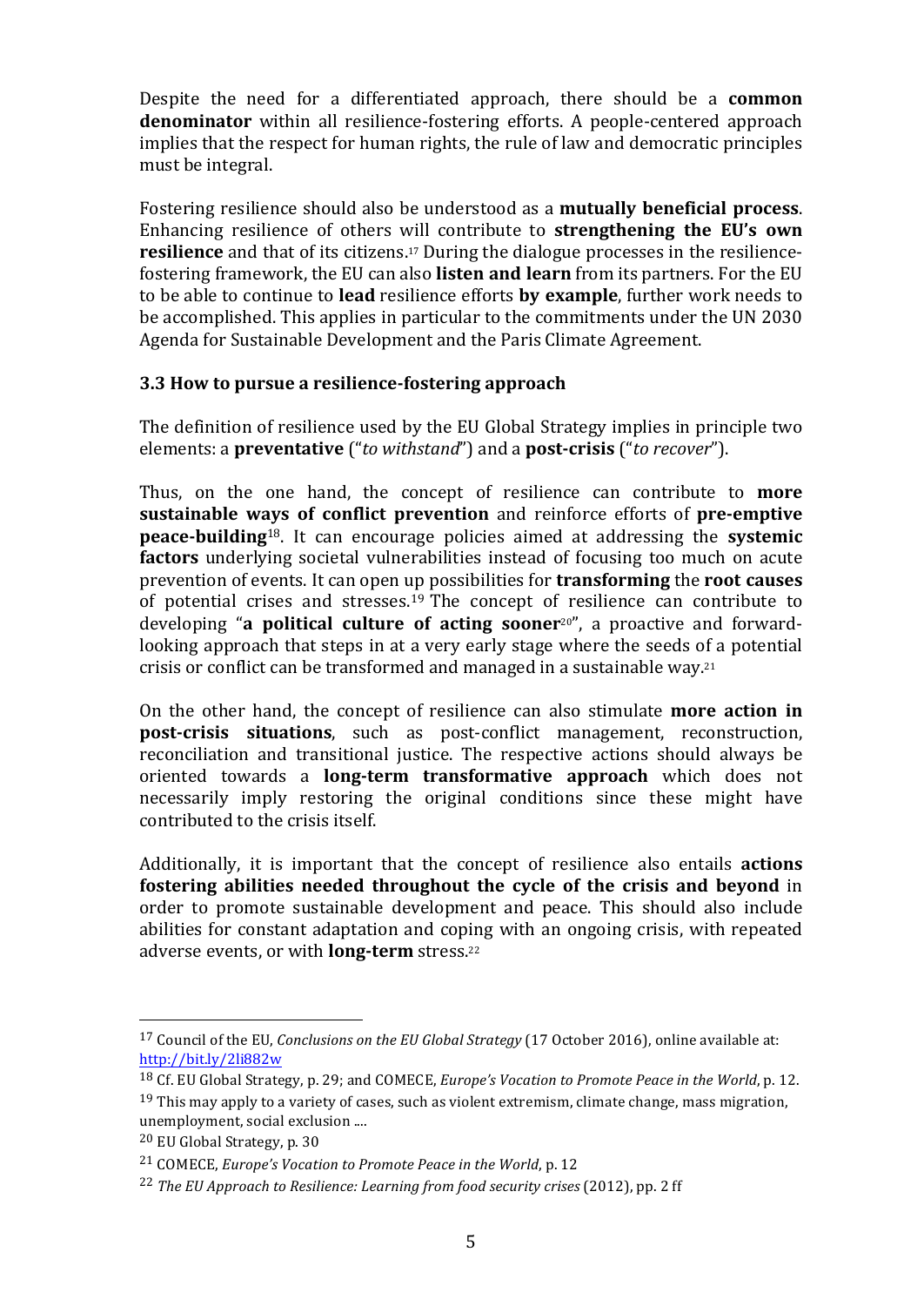Despite the need for a differentiated approach, there should be a **common denominator** within all resilience-fostering efforts. A people-centered approach implies that the respect for human rights, the rule of law and democratic principles must be integral.

Fostering resilience should also be understood as a **mutually beneficial process**. Enhancing resilience of others will contribute to **strengthening the EU's own resilience** and that of its citizens.[17] During the dialogue processes in the resilience-fostering framework, the EU can also **listen and learn** from its partners. For the EU to be able to continue to **lead** resilience efforts **by example**, further work needs to be accomplished. This applies in particular to the commitments under the UN 2030 Agenda for Sustainable Development and the Paris Climate Agreement.

### 3.3 How to pursue a resilience-fostering approach

The definition of resilience used by the EU Global Strategy implies in principle two elements: a **preventative** ("*to withstand*") and a **post-crisis** ("*to recover*").

Thus, on the one hand, the concept of resilience can contribute to **more sustainable ways of conflict prevention** and reinforce efforts of **pre-emptive peace-building**[18]. It can encourage policies aimed at addressing the **systemic factors** underlying societal vulnerabilities instead of focusing too much on acute prevention of events. It can open up possibilities for **transforming** the **root causes** of potential crises and stresses.[19] The concept of resilience can contribute to developing "**a political culture of acting sooner**[20]", a proactive and forward-looking approach that steps in at a very early stage where the seeds of a potential crisis or conflict can be transformed and managed in a sustainable way.[21]

On the other hand, the concept of resilience can also stimulate **more action in post-crisis situations**, such as post-conflict management, reconstruction, reconciliation and transitional justice. The respective actions should always be oriented towards a **long-term transformative approach** which does not necessarily imply restoring the original conditions since these might have contributed to the crisis itself.

Additionally, it is important that the concept of resilience also entails **actions fostering abilities needed throughout the cycle of the crisis and beyond** in order to promote sustainable development and peace. This should also include abilities for constant adaptation and coping with an ongoing crisis, with repeated adverse events, or with **long-term** stress.[22]

---

[17] Council of the EU, *Conclusions on the EU Global Strategy* (17 October 2016), online available at: http://bit.ly/2li882w

[18] Cf. EU Global Strategy, p. 29; and COMECE, *Europe's Vocation to Promote Peace in the World*, p. 12.

[19] This may apply to a variety of cases, such as violent extremism, climate change, mass migration, unemployment, social exclusion ....

[20] EU Global Strategy, p. 30

[21] COMECE, *Europe's Vocation to Promote Peace in the World*, p. 12

[22] *The EU Approach to Resilience: Learning from food security crises* (2012), pp. 2 ff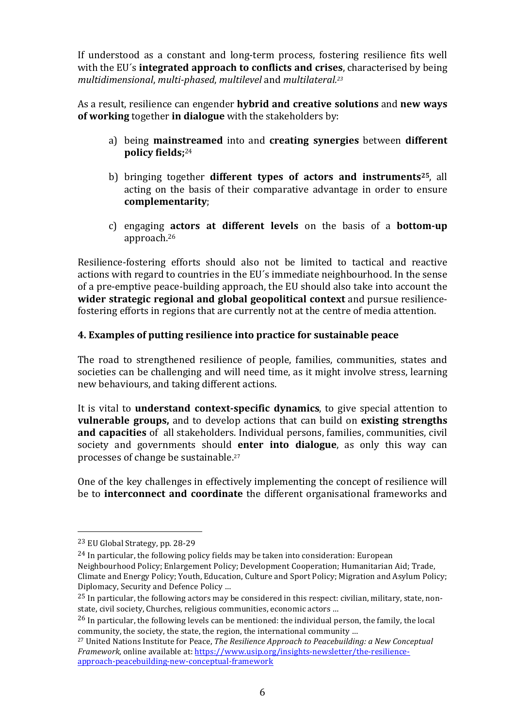If understood as a constant and long-term process, fostering resilience fits well with the EU´s **integrated approach to conflicts and crises**, characterised by being *multidimensional*, *multi-phased*, *multilevel* and *multilateral.*[23]

As a result, resilience can engender **hybrid and creative solutions** and **new ways of working** together **in dialogue** with the stakeholders by:

a) being **mainstreamed** into and **creating synergies** between **different policy fields;**[24]

b) bringing together **different types of actors and instruments**[25], all acting on the basis of their comparative advantage in order to ensure **complementarity**;

c) engaging **actors at different levels** on the basis of a **bottom-up** approach.[26]

Resilience-fostering efforts should also not be limited to tactical and reactive actions with regard to countries in the EU´s immediate neighbourhood. In the sense of a pre-emptive peace-building approach, the EU should also take into account the **wider strategic regional and global geopolitical context** and pursue resilience-fostering efforts in regions that are currently not at the centre of media attention.

### 4. Examples of putting resilience into practice for sustainable peace

The road to strengthened resilience of people, families, communities, states and societies can be challenging and will need time, as it might involve stress, learning new behaviours, and taking different actions.

It is vital to **understand context-specific dynamics**, to give special attention to **vulnerable groups,** and to develop actions that can build on **existing strengths and capacities** of all stakeholders. Individual persons, families, communities, civil society and governments should **enter into dialogue**, as only this way can processes of change be sustainable.[27]

One of the key challenges in effectively implementing the concept of resilience will be to **interconnect and coordinate** the different organisational frameworks and

---

[23] EU Global Strategy, pp. 28-29

[24] In particular, the following policy fields may be taken into consideration: European Neighbourhood Policy; Enlargement Policy; Development Cooperation; Humanitarian Aid; Trade, Climate and Energy Policy; Youth, Education, Culture and Sport Policy; Migration and Asylum Policy; Diplomacy, Security and Defence Policy …

[25] In particular, the following actors may be considered in this respect: civilian, military, state, non-state, civil society, Churches, religious communities, economic actors …

[26] In particular, the following levels can be mentioned: the individual person, the family, the local community, the society, the state, the region, the international community …

[27] United Nations Institute for Peace, *The Resilience Approach to Peacebuilding: a New Conceptual Framework*, online available at: https://www.usip.org/insights-newsletter/the-resilience-approach-peacebuilding-new-conceptual-framework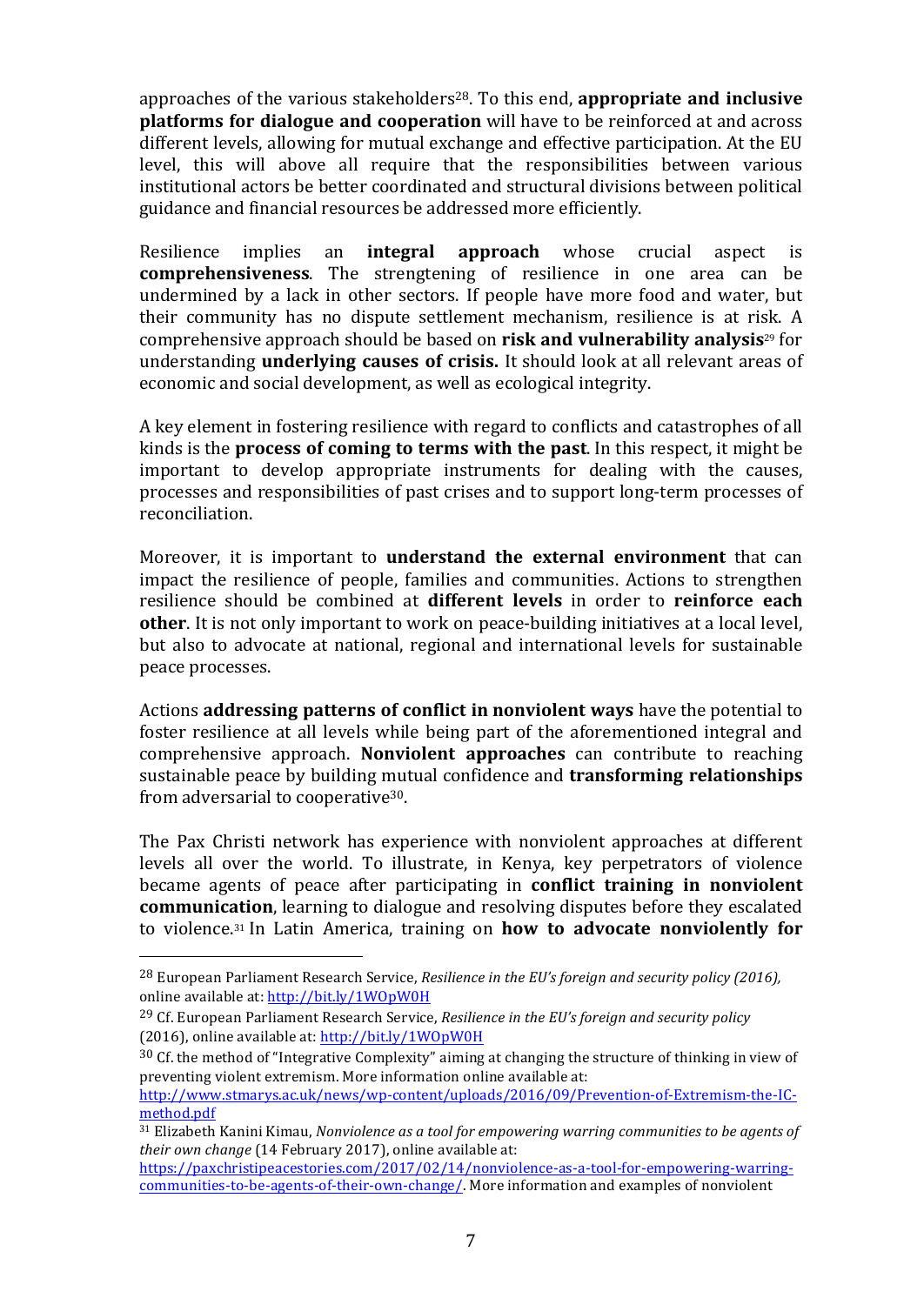approaches of the various stakeholders[28]. To this end, **appropriate and inclusive platforms for dialogue and cooperation** will have to be reinforced at and across different levels, allowing for mutual exchange and effective participation. At the EU level, this will above all require that the responsibilities between various institutional actors be better coordinated and structural divisions between political guidance and financial resources be addressed more efficiently.

Resilience implies an **integral approach** whose crucial aspect is **comprehensiveness**. The strengtening of resilience in one area can be undermined by a lack in other sectors. If people have more food and water, but their community has no dispute settlement mechanism, resilience is at risk. A comprehensive approach should be based on **risk and vulnerability analysis**[29] for understanding **underlying causes of crisis.** It should look at all relevant areas of economic and social development, as well as ecological integrity.

A key element in fostering resilience with regard to conflicts and catastrophes of all kinds is the **process of coming to terms with the past**. In this respect, it might be important to develop appropriate instruments for dealing with the causes, processes and responsibilities of past crises and to support long-term processes of reconciliation.

Moreover, it is important to **understand the external environment** that can impact the resilience of people, families and communities. Actions to strengthen resilience should be combined at **different levels** in order to **reinforce each other**. It is not only important to work on peace-building initiatives at a local level, but also to advocate at national, regional and international levels for sustainable peace processes.

Actions **addressing patterns of conflict in nonviolent ways** have the potential to foster resilience at all levels while being part of the aforementioned integral and comprehensive approach. **Nonviolent approaches** can contribute to reaching sustainable peace by building mutual confidence and **transforming relationships** from adversarial to cooperative[30].

The Pax Christi network has experience with nonviolent approaches at different levels all over the world. To illustrate, in Kenya, key perpetrators of violence became agents of peace after participating in **conflict training in nonviolent communication**, learning to dialogue and resolving disputes before they escalated to violence.[31] In Latin America, training on **how to advocate nonviolently for**

---

[28] European Parliament Research Service, *Resilience in the EU's foreign and security policy (2016),* online available at: http://bit.ly/1WOpW0H

[29] Cf. European Parliament Research Service, *Resilience in the EU's foreign and security policy* (2016), online available at: http://bit.ly/1WOpW0H

[30] Cf. the method of "Integrative Complexity" aiming at changing the structure of thinking in view of preventing violent extremism. More information online available at: http://www.stmarys.ac.uk/news/wp-content/uploads/2016/09/Prevention-of-Extremism-the-IC-method.pdf

[31] Elizabeth Kanini Kimau, *Nonviolence as a tool for empowering warring communities to be agents of their own change* (14 February 2017), online available at: https://paxchristipeacestories.com/2017/02/14/nonviolence-as-a-tool-for-empowering-warring-communities-to-be-agents-of-their-own-change/. More information and examples of nonviolent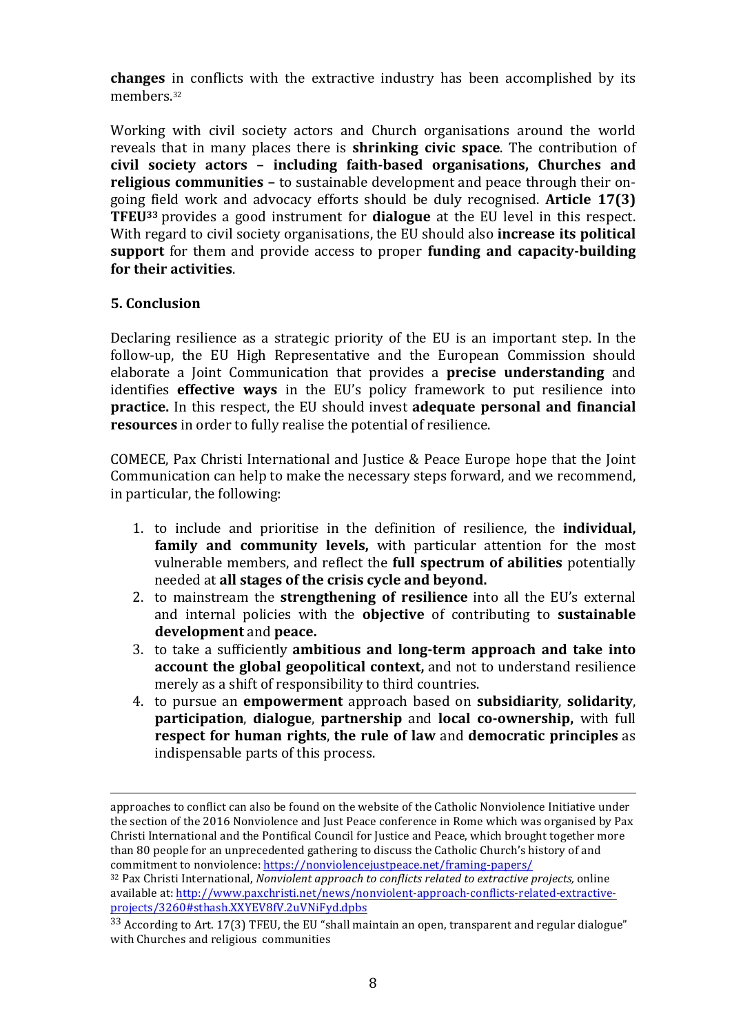**changes** in conflicts with the extractive industry has been accomplished by its members.[32]

Working with civil society actors and Church organisations around the world reveals that in many places there is **shrinking civic space**. The contribution of **civil society actors – including faith-based organisations, Churches and religious communities –** to sustainable development and peace through their on-going field work and advocacy efforts should be duly recognised. **Article 17(3) TFEU[33]** provides a good instrument for **dialogue** at the EU level in this respect. With regard to civil society organisations, the EU should also **increase its political support** for them and provide access to proper **funding and capacity-building for their activities**.

## 5. Conclusion

Declaring resilience as a strategic priority of the EU is an important step. In the follow-up, the EU High Representative and the European Commission should elaborate a Joint Communication that provides a **precise understanding** and identifies **effective ways** in the EU's policy framework to put resilience into **practice.** In this respect, the EU should invest **adequate personal and financial resources** in order to fully realise the potential of resilience.

COMECE, Pax Christi International and Justice & Peace Europe hope that the Joint Communication can help to make the necessary steps forward, and we recommend, in particular, the following:

1. to include and prioritise in the definition of resilience, the **individual, family and community levels,** with particular attention for the most vulnerable members, and reflect the **full spectrum of abilities** potentially needed at **all stages of the crisis cycle and beyond.**
2. to mainstream the **strengthening of resilience** into all the EU's external and internal policies with the **objective** of contributing to **sustainable development** and **peace.**
3. to take a sufficiently **ambitious and long-term approach and take into account the global geopolitical context,** and not to understand resilience merely as a shift of responsibility to third countries.
4. to pursue an **empowerment** approach based on **subsidiarity**, **solidarity**, **participation**, **dialogue**, **partnership** and **local co-ownership,** with full **respect for human rights**, **the rule of law** and **democratic principles** as indispensable parts of this process.

---

approaches to conflict can also be found on the website of the Catholic Nonviolence Initiative under the section of the 2016 Nonviolence and Just Peace conference in Rome which was organised by Pax Christi International and the Pontifical Council for Justice and Peace, which brought together more than 80 people for an unprecedented gathering to discuss the Catholic Church's history of and commitment to nonviolence: https://nonviolencejustpeace.net/framing-papers/

[32] Pax Christi International, *Nonviolent approach to conflicts related to extractive projects,* online available at: http://www.paxchristi.net/news/nonviolent-approach-conflicts-related-extractive-projects/3260#sthash.XXYEV8fV.2uVNiFyd.dpbs

[33] According to Art. 17(3) TFEU, the EU "shall maintain an open, transparent and regular dialogue" with Churches and religious communities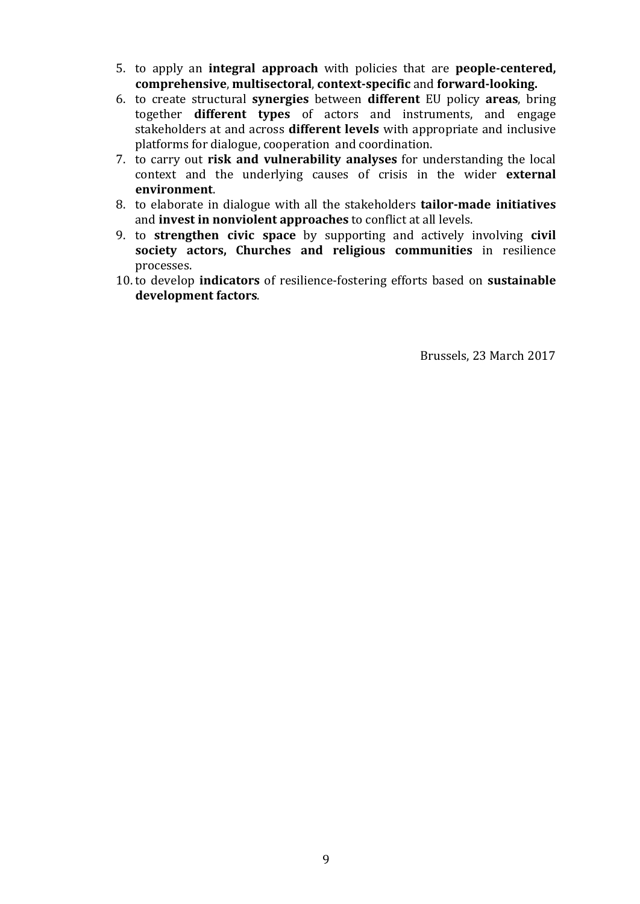5. to apply an **integral approach** with policies that are **people-centered, comprehensive**, **multisectoral**, **context-specific** and **forward-looking.**
6. to create structural **synergies** between **different** EU policy **areas**, bring together **different types** of actors and instruments, and engage stakeholders at and across **different levels** with appropriate and inclusive platforms for dialogue, cooperation and coordination.
7. to carry out **risk and vulnerability analyses** for understanding the local context and the underlying causes of crisis in the wider **external environment**.
8. to elaborate in dialogue with all the stakeholders **tailor-made initiatives** and **invest in nonviolent approaches** to conflict at all levels.
9. to **strengthen civic space** by supporting and actively involving **civil society actors, Churches and religious communities** in resilience processes.
10. to develop **indicators** of resilience-fostering efforts based on **sustainable development factors**.

Brussels, 23 March 2017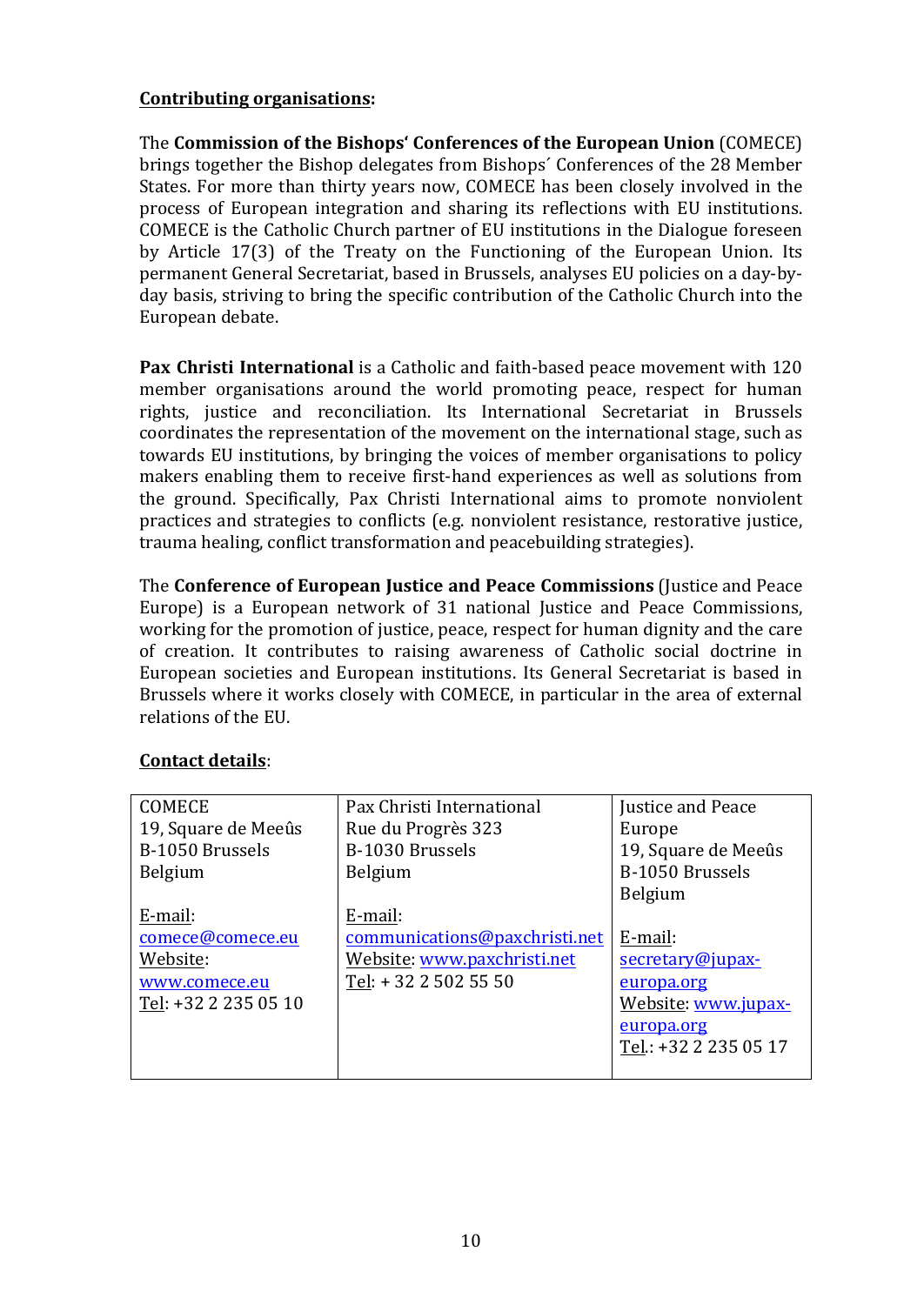**Contributing organisations:**

The **Commission of the Bishops' Conferences of the European Union** (COMECE) brings together the Bishop delegates from Bishops´ Conferences of the 28 Member States. For more than thirty years now, COMECE has been closely involved in the process of European integration and sharing its reflections with EU institutions. COMECE is the Catholic Church partner of EU institutions in the Dialogue foreseen by Article 17(3) of the Treaty on the Functioning of the European Union. Its permanent General Secretariat, based in Brussels, analyses EU policies on a day-by-day basis, striving to bring the specific contribution of the Catholic Church into the European debate.

**Pax Christi International** is a Catholic and faith-based peace movement with 120 member organisations around the world promoting peace, respect for human rights, justice and reconciliation. Its International Secretariat in Brussels coordinates the representation of the movement on the international stage, such as towards EU institutions, by bringing the voices of member organisations to policy makers enabling them to receive first-hand experiences as well as solutions from the ground. Specifically, Pax Christi International aims to promote nonviolent practices and strategies to conflicts (e.g. nonviolent resistance, restorative justice, trauma healing, conflict transformation and peacebuilding strategies).

The **Conference of European Justice and Peace Commissions** (Justice and Peace Europe) is a European network of 31 national Justice and Peace Commissions, working for the promotion of justice, peace, respect for human dignity and the care of creation. It contributes to raising awareness of Catholic social doctrine in European societies and European institutions. Its General Secretariat is based in Brussels where it works closely with COMECE, in particular in the area of external relations of the EU.

**Contact details**:

| | | |
|---|---|---|
| COMECE<br>19, Square de Meeûs<br>B-1050 Brussels<br>Belgium<br><br>E-mail: comece@comece.eu<br>Website: www.comece.eu<br>Tel: +32 2 235 05 10 | Pax Christi International<br>Rue du Progrès 323<br>B-1030 Brussels<br>Belgium<br><br>E-mail: communications@paxchristi.net<br>Website: www.paxchristi.net<br>Tel: + 32 2 502 55 50 | Justice and Peace Europe<br>19, Square de Meeûs<br>B-1050 Brussels<br>Belgium<br><br>E-mail: secretary@jupax-europa.org<br>Website: www.jupax-europa.org<br>Tel.: +32 2 235 05 17 |